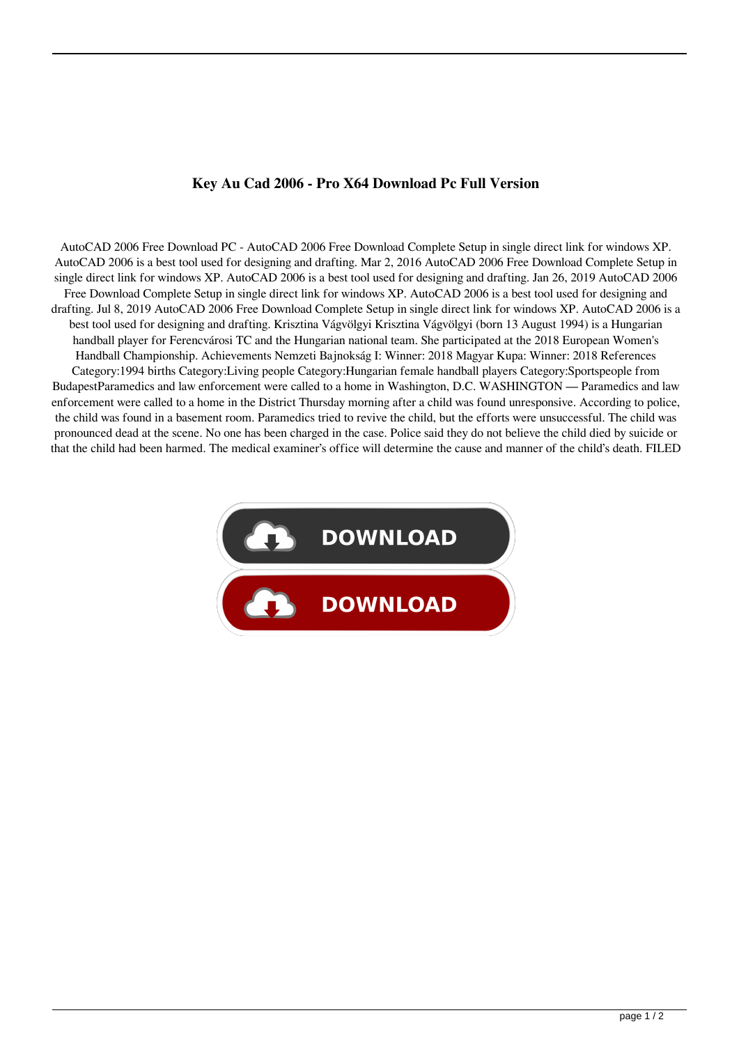**Key Au Cad 2006 - Pro X64 Download Pc Full Version**

AutoCAD 2006 Free Download PC - AutoCAD 2006 Free Download Complete Setup in single direct link for windows XP. AutoCAD 2006 is a best tool used for designing and drafting. Mar 2, 2016 AutoCAD 2006 Free Download Complete Setup in single direct link for windows XP. AutoCAD 2006 is a best tool used for designing and drafting. Jan 26, 2019 AutoCAD 2006 Free Download Complete Setup in single direct link for windows XP. AutoCAD 2006 is a best tool used for designing and drafting. Jul 8, 2019 AutoCAD 2006 Free Download Complete Setup in single direct link for windows XP. AutoCAD 2006 is a best tool used for designing and drafting. Krisztina Vágvölgyi Krisztina Vágvölgyi (born 13 August 1994) is a Hungarian handball player for Ferencvárosi TC and the Hungarian national team. She participated at the 2018 European Women's Handball Championship. Achievements Nemzeti Bajnokság I: Winner: 2018 Magyar Kupa: Winner: 2018 References Category:1994 births Category:Living people Category:Hungarian female handball players Category:Sportspeople from BudapestParamedics and law enforcement were called to a home in Washington, D.C. WASHINGTON — Paramedics and law enforcement were called to a home in the District Thursday morning after a child was found unresponsive. According to police, the child was found in a basement room. Paramedics tried to revive the child, but the efforts were unsuccessful. The child was pronounced dead at the scene. No one has been charged in the case. Police said they do not believe the child died by suicide or that the child had been harmed. The medical examiner's office will determine the cause and manner of the child's death. FILED

DOWNLOAD

DOWNLOAD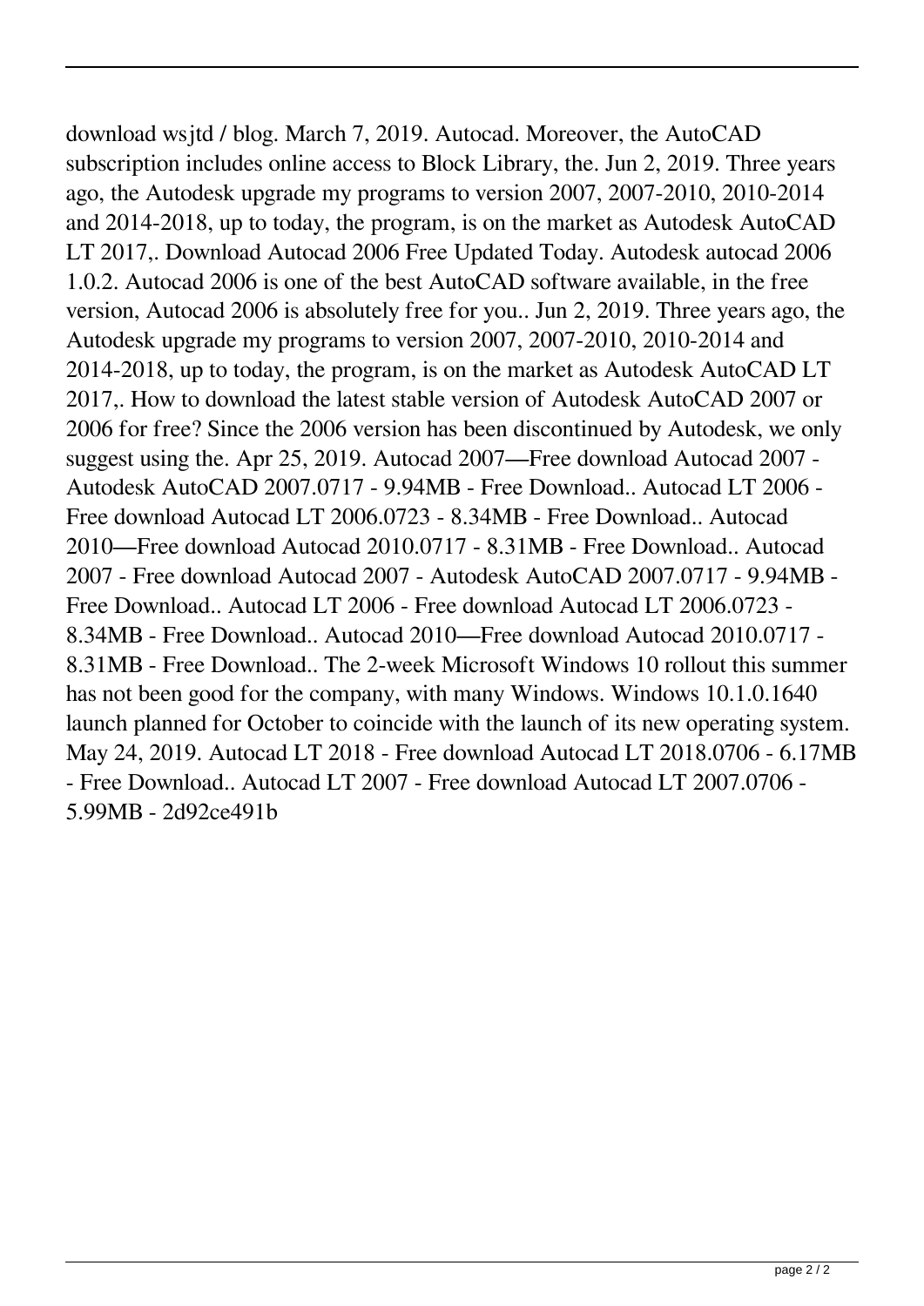download wsjtd / blog. March 7, 2019. Autocad. Moreover, the AutoCAD subscription includes online access to Block Library, the. Jun 2, 2019. Three years ago, the Autodesk upgrade my programs to version 2007, 2007-2010, 2010-2014 and 2014-2018, up to today, the program, is on the market as Autodesk AutoCAD LT 2017,. Download Autocad 2006 Free Updated Today. Autodesk autocad 2006 1.0.2. Autocad 2006 is one of the best AutoCAD software available, in the free version, Autocad 2006 is absolutely free for you.. Jun 2, 2019. Three years ago, the Autodesk upgrade my programs to version 2007, 2007-2010, 2010-2014 and 2014-2018, up to today, the program, is on the market as Autodesk AutoCAD LT 2017,. How to download the latest stable version of Autodesk AutoCAD 2007 or 2006 for free? Since the 2006 version has been discontinued by Autodesk, we only suggest using the. Apr 25, 2019. Autocad 2007—Free download Autocad 2007 - Autodesk AutoCAD 2007.0717 - 9.94MB - Free Download.. Autocad LT 2006 - Free download Autocad LT 2006.0723 - 8.34MB - Free Download.. Autocad 2010—Free download Autocad 2010.0717 - 8.31MB - Free Download.. Autocad 2007 - Free download Autocad 2007 - Autodesk AutoCAD 2007.0717 - 9.94MB - Free Download.. Autocad LT 2006 - Free download Autocad LT 2006.0723 - 8.34MB - Free Download.. Autocad 2010—Free download Autocad 2010.0717 - 8.31MB - Free Download.. The 2-week Microsoft Windows 10 rollout this summer has not been good for the company, with many Windows. Windows 10.1.0.1640 launch planned for October to coincide with the launch of its new operating system. May 24, 2019. Autocad LT 2018 - Free download Autocad LT 2018.0706 - 6.17MB - Free Download.. Autocad LT 2007 - Free download Autocad LT 2007.0706 - 5.99MB - 2d92ce491b